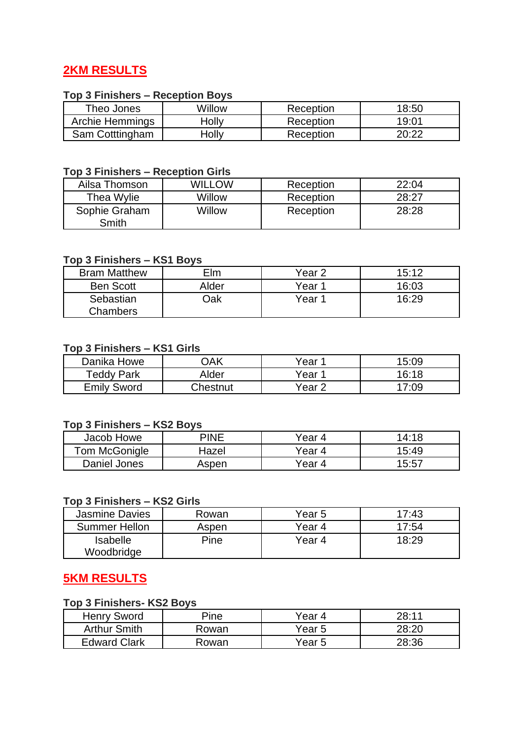## 2KM RESULTS

**Top 3 Finishers – Reception Boys**

| | | | |
|---|---|---|---|
| Theo Jones | Willow | Reception | 18:50 |
| Archie Hemmings | Holly | Reception | 19:01 |
| Sam Cotttingham | Holly | Reception | 20:22 |

**Top 3 Finishers – Reception Girls**

| | | | |
|---|---|---|---|
| Ailsa Thomson | WILLOW | Reception | 22:04 |
| Thea Wylie | Willow | Reception | 28:27 |
| Sophie Graham Smith | Willow | Reception | 28:28 |

**Top 3 Finishers – KS1 Boys**

| | | | |
|---|---|---|---|
| Bram Matthew | Elm | Year 2 | 15:12 |
| Ben Scott | Alder | Year 1 | 16:03 |
| Sebastian Chambers | Oak | Year 1 | 16:29 |

**Top 3 Finishers – KS1 Girls**

| | | | |
|---|---|---|---|
| Danika Howe | OAK | Year 1 | 15:09 |
| Teddy Park | Alder | Year 1 | 16:18 |
| Emily Sword | Chestnut | Year 2 | 17:09 |

**Top 3 Finishers – KS2 Boys**

| | | | |
|---|---|---|---|
| Jacob Howe | PINE | Year 4 | 14:18 |
| Tom McGonigle | Hazel | Year 4 | 15:49 |
| Daniel Jones | Aspen | Year 4 | 15:57 |

**Top 3 Finishers – KS2 Girls**

| | | | |
|---|---|---|---|
| Jasmine Davies | Rowan | Year 5 | 17:43 |
| Summer Hellon | Aspen | Year 4 | 17:54 |
| Isabelle Woodbridge | Pine | Year 4 | 18:29 |

## 5KM RESULTS

**Top 3 Finishers- KS2 Boys**

| | | | |
|---|---|---|---|
| Henry Sword | Pine | Year 4 | 28:11 |
| Arthur Smith | Rowan | Year 5 | 28:20 |
| Edward Clark | Rowan | Year 5 | 28:36 |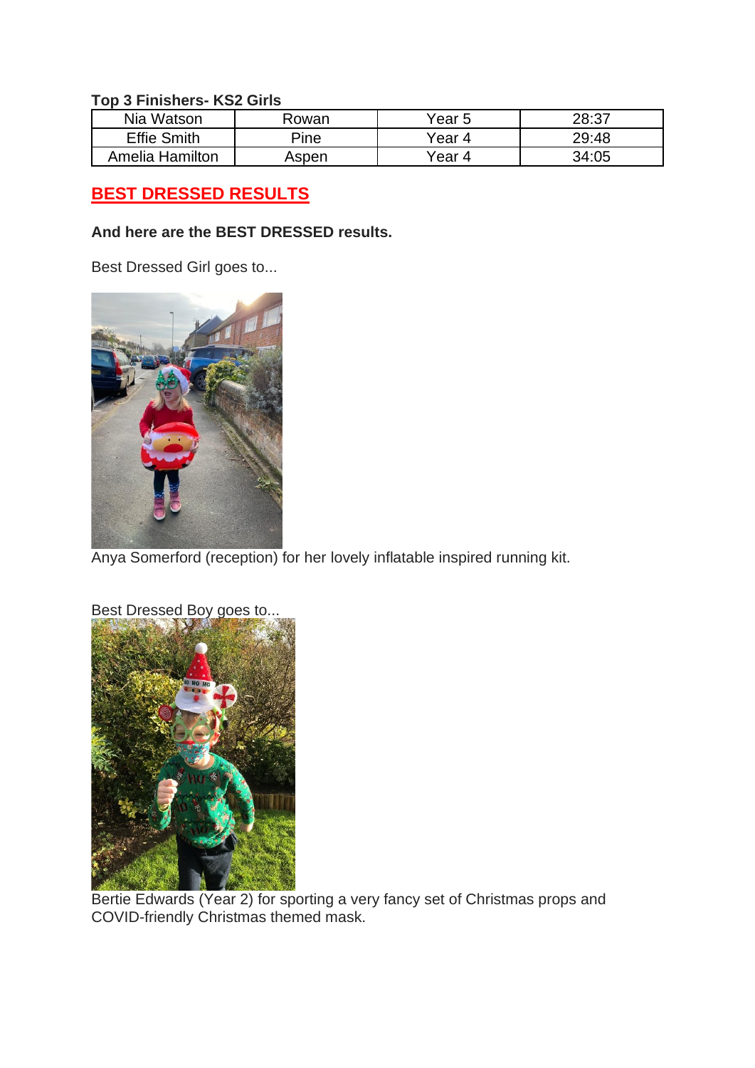**Top 3 Finishers- KS2 Girls**

| Nia Watson | Rowan | Year 5 | 28:37 |
|---|---|---|---|
| Effie Smith | Pine | Year 4 | 29:48 |
| Amelia Hamilton | Aspen | Year 4 | 34:05 |

## BEST DRESSED RESULTS

**And here are the BEST DRESSED results.**

Best Dressed Girl goes to...

Anya Somerford (reception) for her lovely inflatable inspired running kit.

Best Dressed Boy goes to...

Bertie Edwards (Year 2) for sporting a very fancy set of Christmas props and COVID-friendly Christmas themed mask.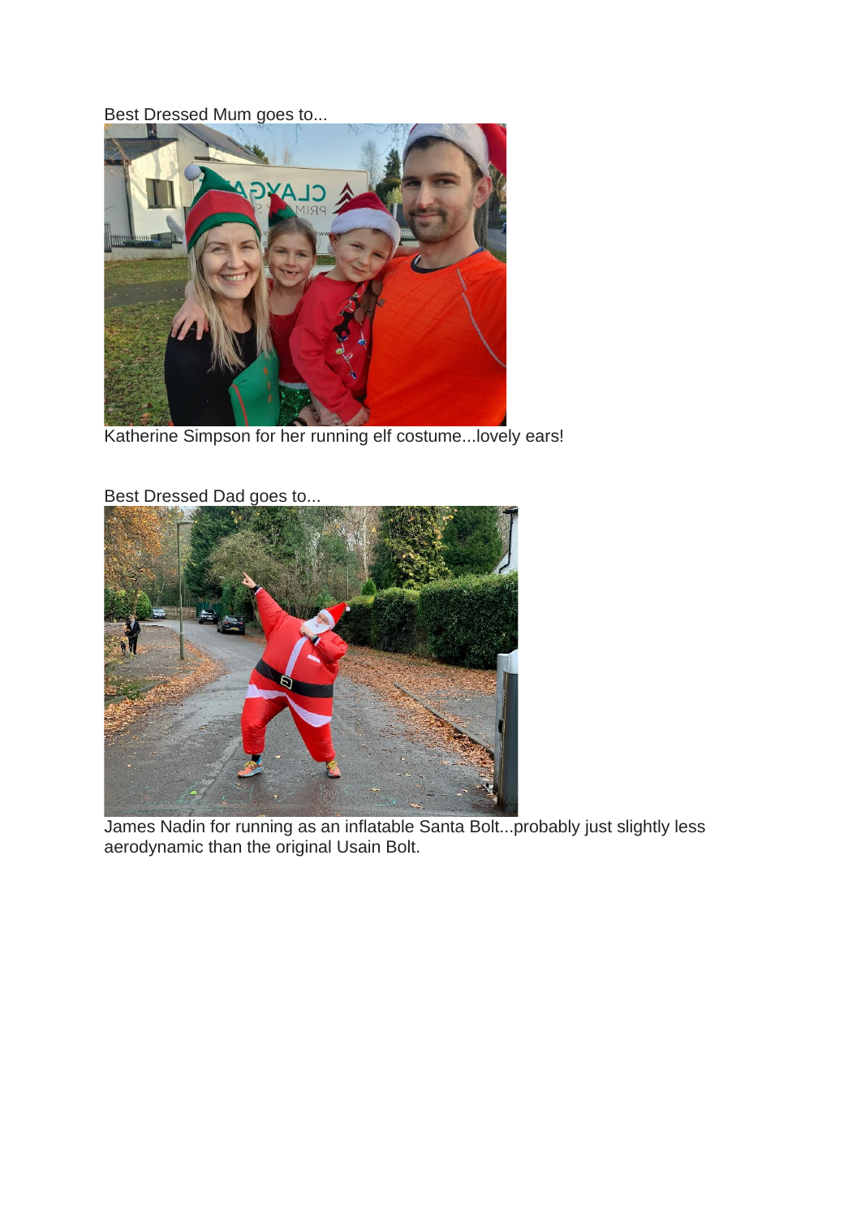Best Dressed Mum goes to...

Katherine Simpson for her running elf costume...lovely ears!

Best Dressed Dad goes to...

James Nadin for running as an inflatable Santa Bolt...probably just slightly less aerodynamic than the original Usain Bolt.